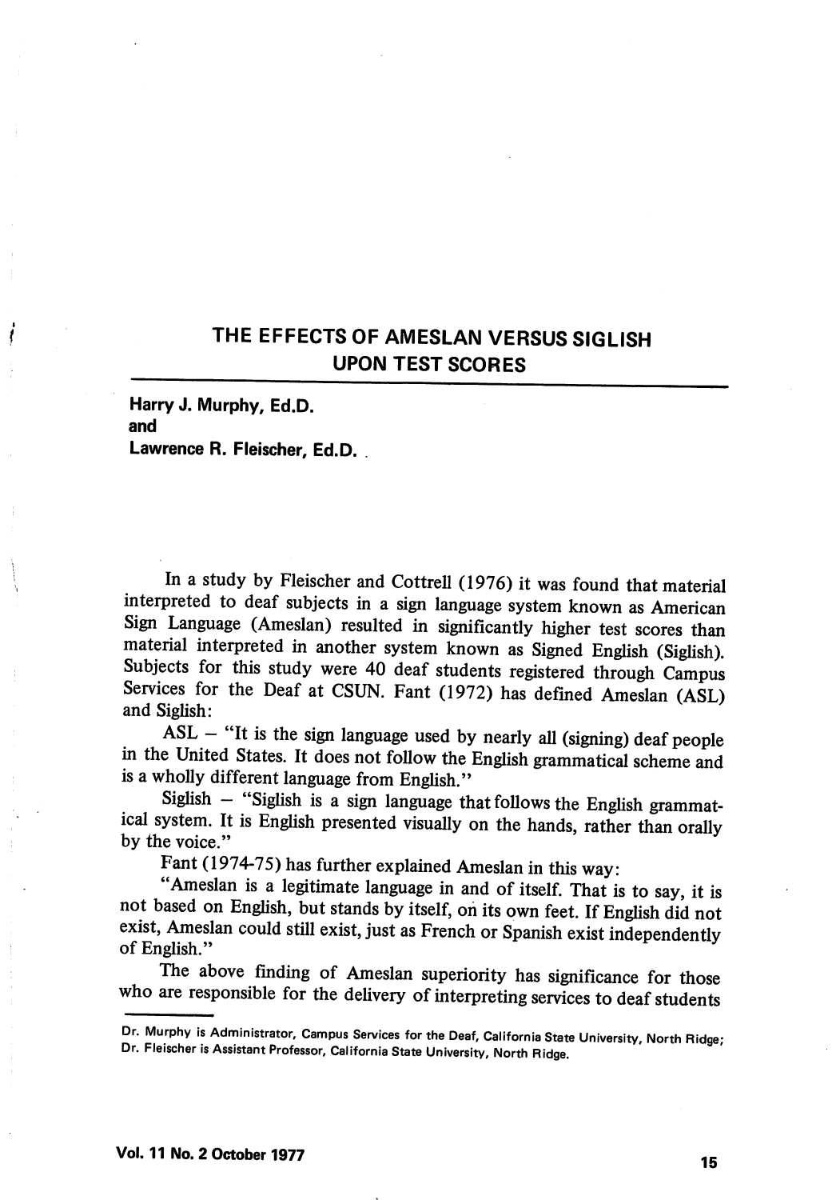# THE EFFECTS OF AMESLAN VERSUS SIGLISH UPON TEST SCORES

**Harry J. Murphy, Ed.D.**
**and**
**Lawrence R. Fleischer, Ed.D.**

In a study by Fleischer and Cottrell (1976) it was found that material interpreted to deaf subjects in a sign language system known as American Sign Language (Ameslan) resulted in significantly higher test scores than material interpreted in another system known as Signed English (Siglish). Subjects for this study were 40 deaf students registered through Campus Services for the Deaf at CSUN. Fant (1972) has defined Ameslan (ASL) and Siglish:

ASL – "It is the sign language used by nearly all (signing) deaf people in the United States. It does not follow the English grammatical scheme and is a wholly different language from English."

Siglish – "Siglish is a sign language that follows the English grammatical system. It is English presented visually on the hands, rather than orally by the voice."

Fant (1974-75) has further explained Ameslan in this way:

"Ameslan is a legitimate language in and of itself. That is to say, it is not based on English, but stands by itself, on its own feet. If English did not exist, Ameslan could still exist, just as French or Spanish exist independently of English."

The above finding of Ameslan superiority has significance for those who are responsible for the delivery of interpreting services to deaf students

---

Dr. Murphy is Administrator, Campus Services for the Deaf, California State University, North Ridge; Dr. Fleischer is Assistant Professor, California State University, North Ridge.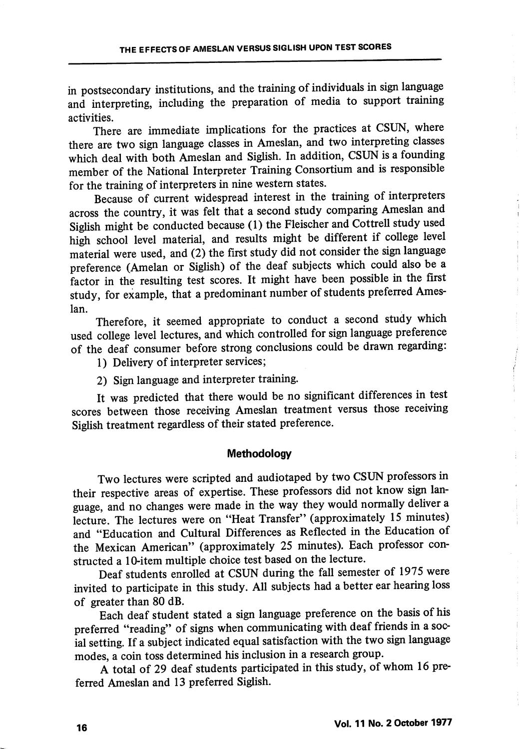in postsecondary institutions, and the training of individuals in sign language and interpreting, including the preparation of media to support training activities.

There are immediate implications for the practices at CSUN, where there are two sign language classes in Ameslan, and two interpreting classes which deal with both Ameslan and Siglish. In addition, CSUN is a founding member of the National Interpreter Training Consortium and is responsible for the training of interpreters in nine western states.

Because of current widespread interest in the training of interpreters across the country, it was felt that a second study comparing Ameslan and Siglish might be conducted because (1) the Fleischer and Cottrell study used high school level material, and results might be different if college level material were used, and (2) the first study did not consider the sign language preference (Amelan or Siglish) of the deaf subjects which could also be a factor in the resulting test scores. It might have been possible in the first study, for example, that a predominant number of students preferred Ameslan.

Therefore, it seemed appropriate to conduct a second study which used college level lectures, and which controlled for sign language preference of the deaf consumer before strong conclusions could be drawn regarding:

1) Delivery of interpreter services;

2) Sign language and interpreter training.

It was predicted that there would be no significant differences in test scores between those receiving Ameslan treatment versus those receiving Siglish treatment regardless of their stated preference.

## Methodology

Two lectures were scripted and audiotaped by two CSUN professors in their respective areas of expertise. These professors did not know sign language, and no changes were made in the way they would normally deliver a lecture. The lectures were on "Heat Transfer" (approximately 15 minutes) and "Education and Cultural Differences as Reflected in the Education of the Mexican American" (approximately 25 minutes). Each professor constructed a 10-item multiple choice test based on the lecture.

Deaf students enrolled at CSUN during the fall semester of 1975 were invited to participate in this study. All subjects had a better ear hearing loss of greater than 80 dB.

Each deaf student stated a sign language preference on the basis of his preferred "reading" of signs when communicating with deaf friends in a social setting. If a subject indicated equal satisfaction with the two sign language modes, a coin toss determined his inclusion in a research group.

A total of 29 deaf students participated in this study, of whom 16 preferred Ameslan and 13 preferred Siglish.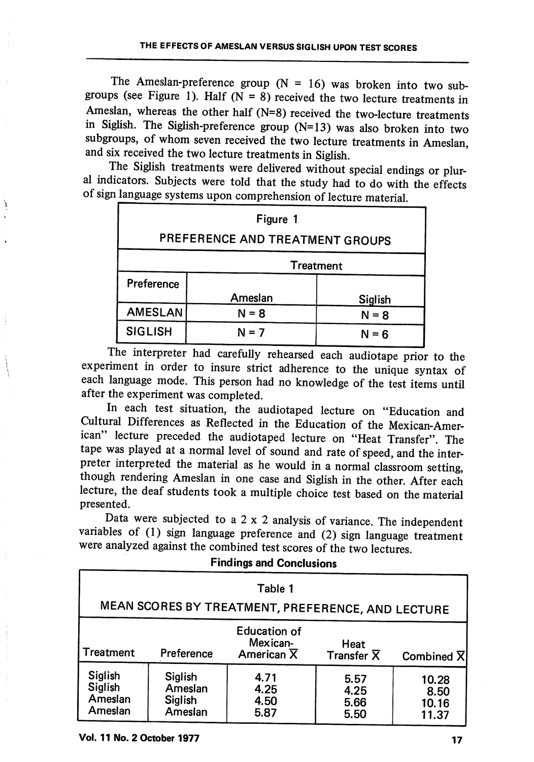The Ameslan-preference group (N = 16) was broken into two subgroups (see Figure 1). Half (N = 8) received the two lecture treatments in Ameslan, whereas the other half (N=8) received the two-lecture treatments in Siglish. The Siglish-preference group (N=13) was also broken into two subgroups, of whom seven received the two lecture treatments in Ameslan, and six received the two lecture treatments in Siglish.

The Siglish treatments were delivered without special endings or plural indicators. Subjects were told that the study had to do with the effects of sign language systems upon comprehension of lecture material.

Figure 1

PREFERENCE AND TREATMENT GROUPS

| | Treatment | |
|---|---|---|
| Preference | Ameslan | Siglish |
| AMESLAN | N = 8 | N = 8 |
| SIGLISH | N = 7 | N = 6 |

The interpreter had carefully rehearsed each audiotape prior to the experiment in order to insure strict adherence to the unique syntax of each language mode. This person had no knowledge of the test items until after the experiment was completed.

In each test situation, the audiotaped lecture on "Education and Cultural Differences as Reflected in the Education of the Mexican-American" lecture preceded the audiotaped lecture on "Heat Transfer". The tape was played at a normal level of sound and rate of speed, and the interpreter interpreted the material as he would in a normal classroom setting, though rendering Ameslan in one case and Siglish in the other. After each lecture, the deaf students took a multiple choice test based on the material presented.

Data were subjected to a 2 x 2 analysis of variance. The independent variables of (1) sign language preference and (2) sign language treatment were analyzed against the combined test scores of the two lectures.

## Findings and Conclusions

Table 1

MEAN SCORES BY TREATMENT, PREFERENCE, AND LECTURE

| Treatment | Preference | Education of Mexican-American $\overline{X}$ | Heat Transfer $\overline{X}$ | Combined $\overline{X}$ |
|---|---|---|---|---|
| Siglish | Siglish | 4.71 | 5.57 | 10.28 |
| Siglish | Ameslan | 4.25 | 4.25 | 8.50 |
| Ameslan | Siglish | 4.50 | 5.66 | 10.16 |
| Ameslan | Ameslan | 5.87 | 5.50 | 11.37 |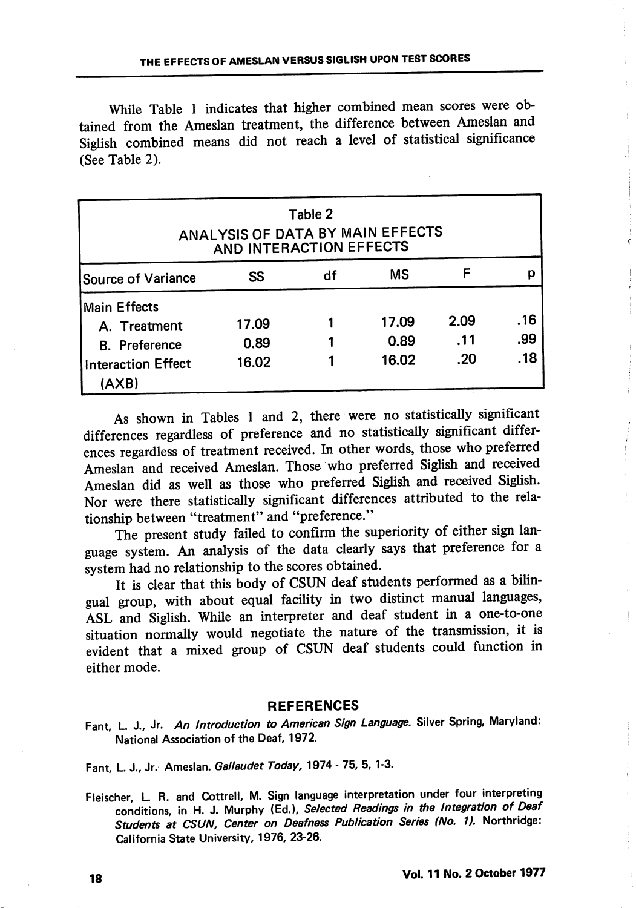While Table 1 indicates that higher combined mean scores were obtained from the Ameslan treatment, the difference between Ameslan and Siglish combined means did not reach a level of statistical significance (See Table 2).

Table 2
ANALYSIS OF DATA BY MAIN EFFECTS AND INTERACTION EFFECTS

| Source of Variance | SS | df | MS | F | p |
|---|---|---|---|---|---|
| Main Effects | | | | | |
| A. Treatment | 17.09 | 1 | 17.09 | 2.09 | .16 |
| B. Preference | 0.89 | 1 | 0.89 | .11 | .99 |
| Interaction Effect (AXB) | 16.02 | 1 | 16.02 | .20 | .18 |

As shown in Tables 1 and 2, there were no statistically significant differences regardless of preference and no statistically significant differences regardless of treatment received. In other words, those who preferred Ameslan and received Ameslan. Those who preferred Siglish and received Ameslan did as well as those who preferred Siglish and received Siglish. Nor were there statistically significant differences attributed to the relationship between "treatment" and "preference."

The present study failed to confirm the superiority of either sign language system. An analysis of the data clearly says that preference for a system had no relationship to the scores obtained.

It is clear that this body of CSUN deaf students performed as a bilingual group, with about equal facility in two distinct manual languages, ASL and Siglish. While an interpreter and deaf student in a one-to-one situation normally would negotiate the nature of the transmission, it is evident that a mixed group of CSUN deaf students could function in either mode.

## REFERENCES

Fant, L. J., Jr. *An Introduction to American Sign Language.* Silver Spring, Maryland: National Association of the Deaf, 1972.

Fant, L. J., Jr. Ameslan. *Gallaudet Today,* 1974 - 75, 5, 1-3.

Fleischer, L. R. and Cottrell, M. Sign language interpretation under four interpreting conditions, in H. J. Murphy (Ed.), *Selected Readings in the Integration of Deaf Students at CSUN, Center on Deafness Publication Series (No. 1).* Northridge: California State University, 1976, 23-26.